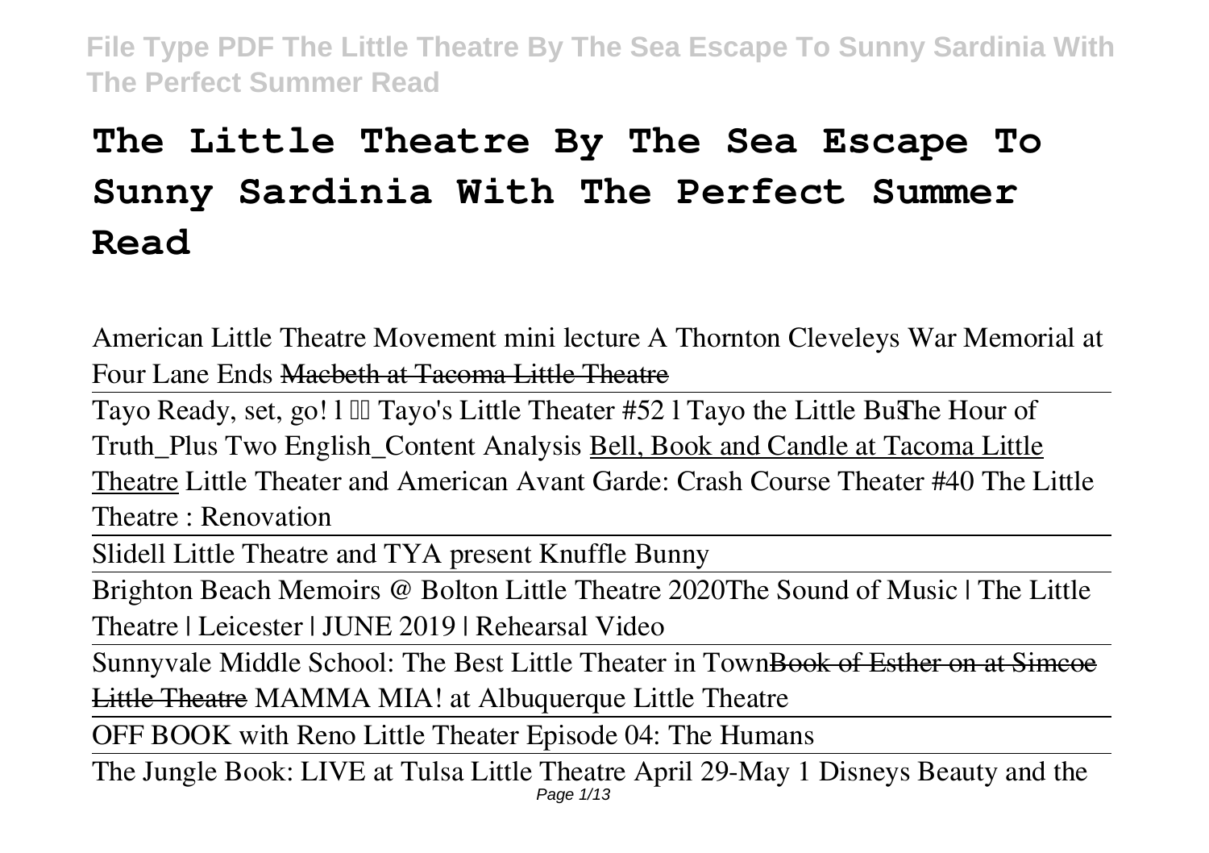# The Little Theatre By The Sea Escape To Sunny Sardinia With The Perfect Summer Read

American Little Theatre Movement mini lecture A Thornton Cleveleys War Memorial at Four Lane Ends ~~Macbeth at Tacoma Little Theatre~~

Tayo Ready, set, go! l Tayo's Little Theater #52 l Tayo the Little Bus The Hour of Truth_Plus Two English_Content Analysis Bell, Book and Candle at Tacoma Little Theatre Little Theater and American Avant Garde: Crash Course Theater #40 The Little Theatre : Renovation

Slidell Little Theatre and TYA present Knuffle Bunny

Brighton Beach Memoirs @ Bolton Little Theatre 2020 The Sound of Music | The Little Theatre | Leicester | JUNE 2019 | Rehearsal Video

Sunnyvale Middle School: The Best Little Theater in Town ~~Book of Esther on at Simcoe Little Theatre~~ MAMMA MIA! at Albuquerque Little Theatre

OFF BOOK with Reno Little Theater Episode 04: The Humans

The Jungle Book: LIVE at Tulsa Little Theatre April 29-May 1 Disneys Beauty and the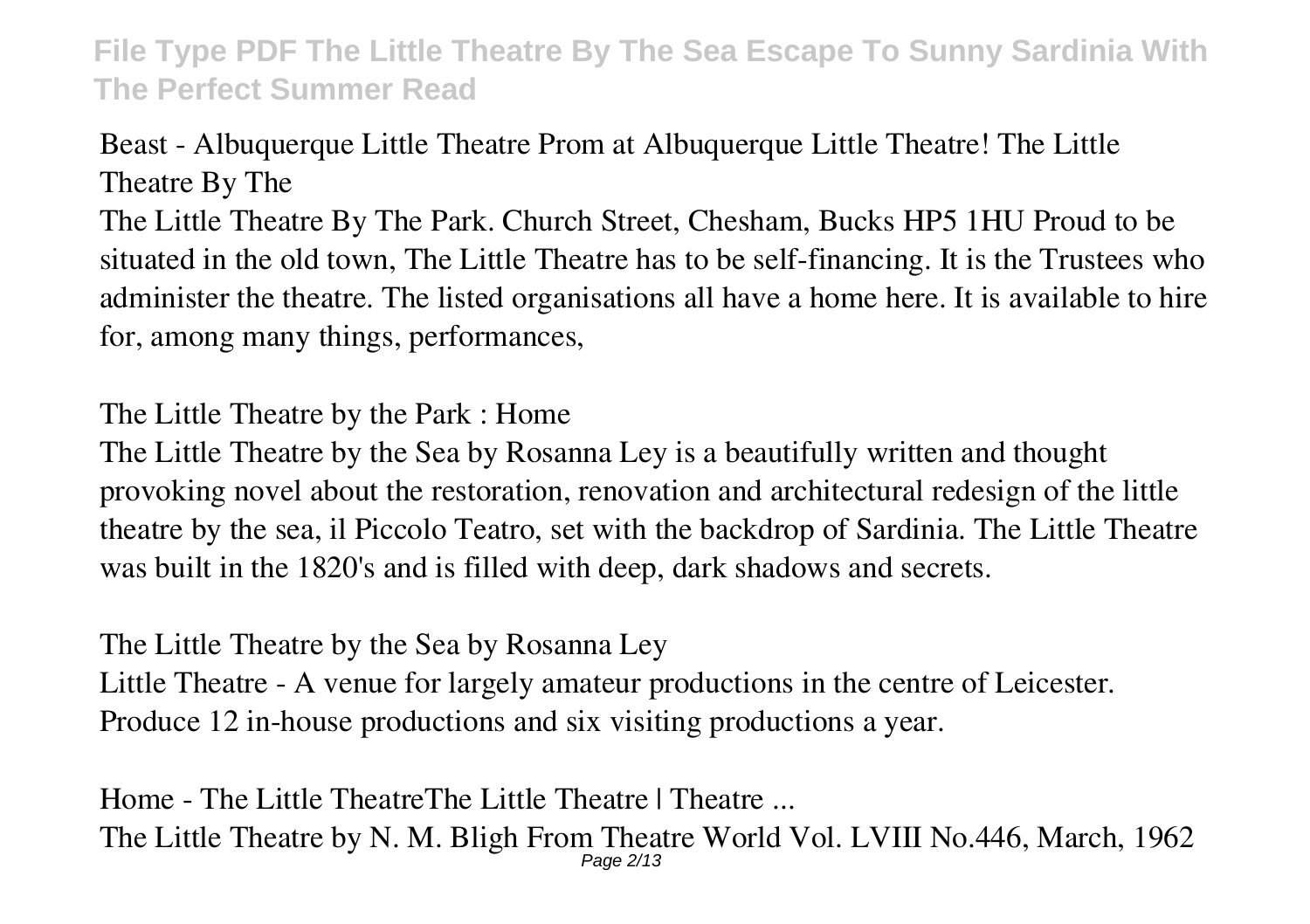Beast - Albuquerque Little Theatre Prom at Albuquerque Little Theatre! The Little Theatre By The

The Little Theatre By The Park. Church Street, Chesham, Bucks HP5 1HU Proud to be situated in the old town, The Little Theatre has to be self-financing. It is the Trustees who administer the theatre. The listed organisations all have a home here. It is available to hire for, among many things, performances,

The Little Theatre by the Park : Home

The Little Theatre by the Sea by Rosanna Ley is a beautifully written and thought provoking novel about the restoration, renovation and architectural redesign of the little theatre by the sea, il Piccolo Teatro, set with the backdrop of Sardinia. The Little Theatre was built in the 1820's and is filled with deep, dark shadows and secrets.

The Little Theatre by the Sea by Rosanna Ley

Little Theatre - A venue for largely amateur productions in the centre of Leicester. Produce 12 in-house productions and six visiting productions a year.

Home - The Little TheatreThe Little Theatre | Theatre ...

The Little Theatre by N. M. Bligh From Theatre World Vol. LVIII No.446, March, 1962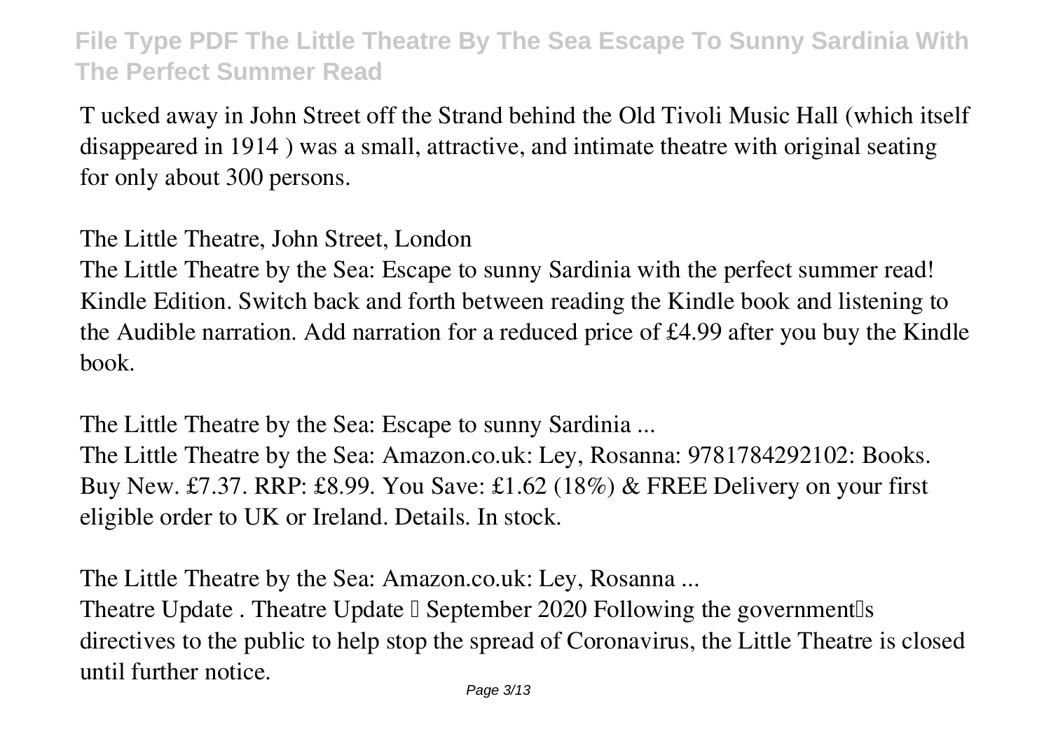T ucked away in John Street off the Strand behind the Old Tivoli Music Hall (which itself disappeared in 1914 ) was a small, attractive, and intimate theatre with original seating for only about 300 persons.

The Little Theatre, John Street, London

The Little Theatre by the Sea: Escape to sunny Sardinia with the perfect summer read! Kindle Edition. Switch back and forth between reading the Kindle book and listening to the Audible narration. Add narration for a reduced price of £4.99 after you buy the Kindle book.

The Little Theatre by the Sea: Escape to sunny Sardinia ...

The Little Theatre by the Sea: Amazon.co.uk: Ley, Rosanna: 9781784292102: Books. Buy New. £7.37. RRP: £8.99. You Save: £1.62 (18%) & FREE Delivery on your first eligible order to UK or Ireland. Details. In stock.

The Little Theatre by the Sea: Amazon.co.uk: Ley, Rosanna ...

Theatre Update . Theatre Update – September 2020 Following the government's directives to the public to help stop the spread of Coronavirus, the Little Theatre is closed until further notice.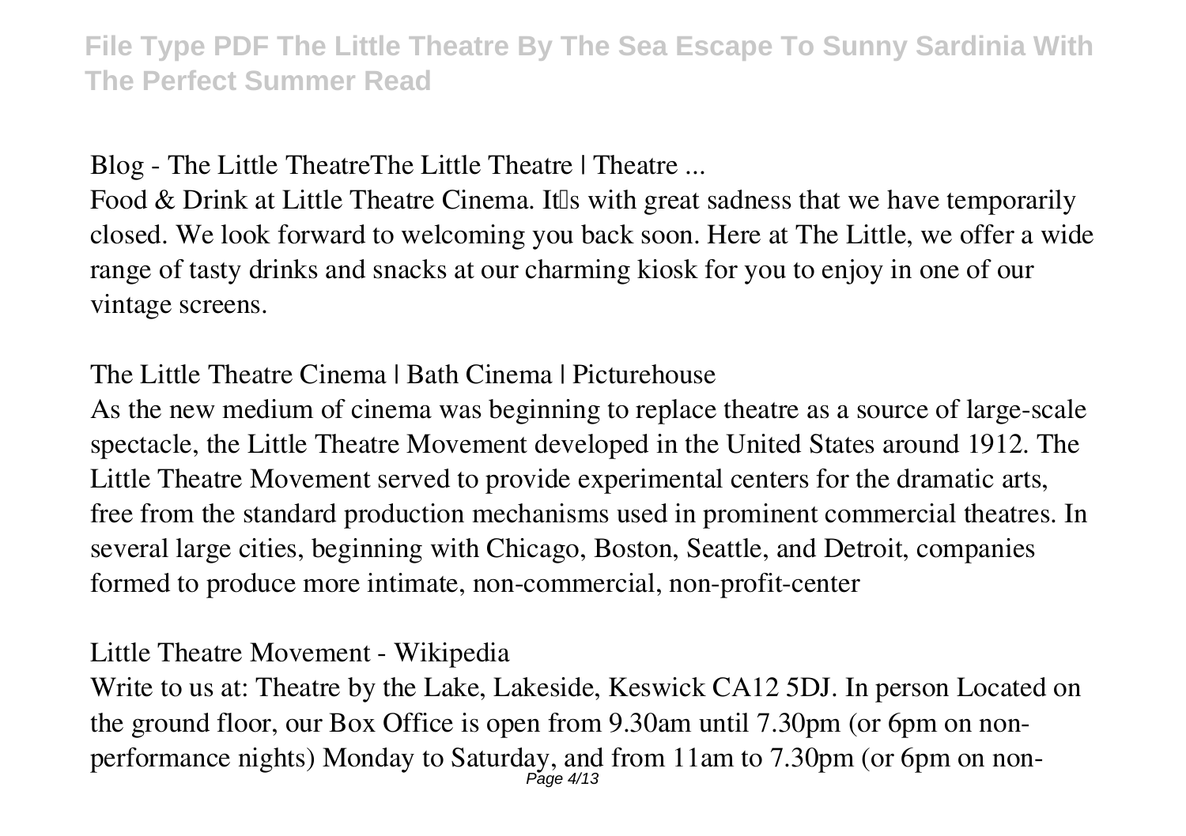**Blog - The Little TheatreThe Little Theatre | Theatre ...**

Food & Drink at Little Theatre Cinema. It's with great sadness that we have temporarily closed. We look forward to welcoming you back soon. Here at The Little, we offer a wide range of tasty drinks and snacks at our charming kiosk for you to enjoy in one of our vintage screens.

**The Little Theatre Cinema | Bath Cinema | Picturehouse**

As the new medium of cinema was beginning to replace theatre as a source of large-scale spectacle, the Little Theatre Movement developed in the United States around 1912. The Little Theatre Movement served to provide experimental centers for the dramatic arts, free from the standard production mechanisms used in prominent commercial theatres. In several large cities, beginning with Chicago, Boston, Seattle, and Detroit, companies formed to produce more intimate, non-commercial, non-profit-center

**Little Theatre Movement - Wikipedia**

Write to us at: Theatre by the Lake, Lakeside, Keswick CA12 5DJ. In person Located on the ground floor, our Box Office is open from 9.30am until 7.30pm (or 6pm on non-performance nights) Monday to Saturday, and from 11am to 7.30pm (or 6pm on non-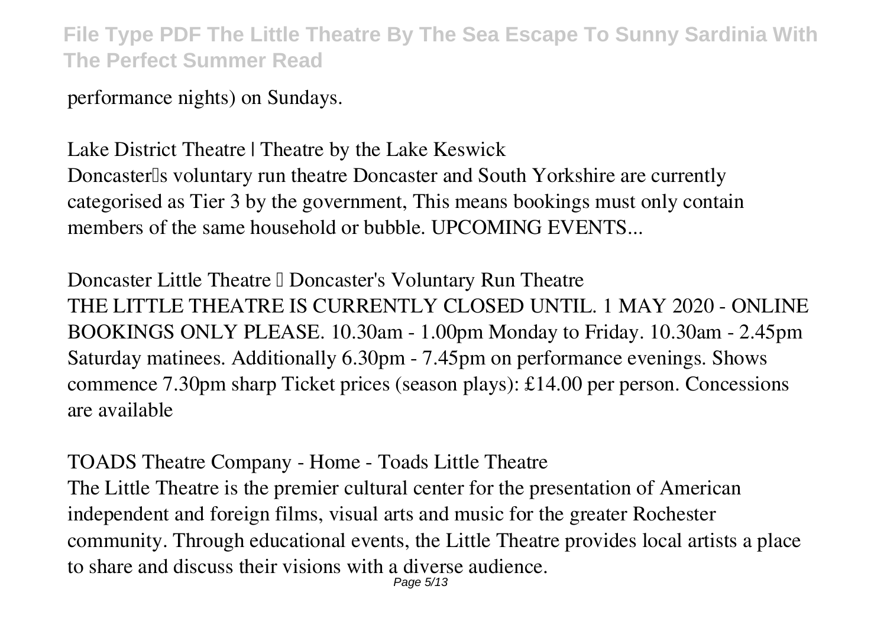performance nights) on Sundays.

Lake District Theatre | Theatre by the Lake Keswick

Doncaster's voluntary run theatre Doncaster and South Yorkshire are currently categorised as Tier 3 by the government, This means bookings must only contain members of the same household or bubble. UPCOMING EVENTS...

Doncaster Little Theatre – Doncaster's Voluntary Run Theatre

THE LITTLE THEATRE IS CURRENTLY CLOSED UNTIL. 1 MAY 2020 - ONLINE BOOKINGS ONLY PLEASE. 10.30am - 1.00pm Monday to Friday. 10.30am - 2.45pm Saturday matinees. Additionally 6.30pm - 7.45pm on performance evenings. Shows commence 7.30pm sharp Ticket prices (season plays): £14.00 per person. Concessions are available

TOADS Theatre Company - Home - Toads Little Theatre

The Little Theatre is the premier cultural center for the presentation of American independent and foreign films, visual arts and music for the greater Rochester community. Through educational events, the Little Theatre provides local artists a place to share and discuss their visions with a diverse audience.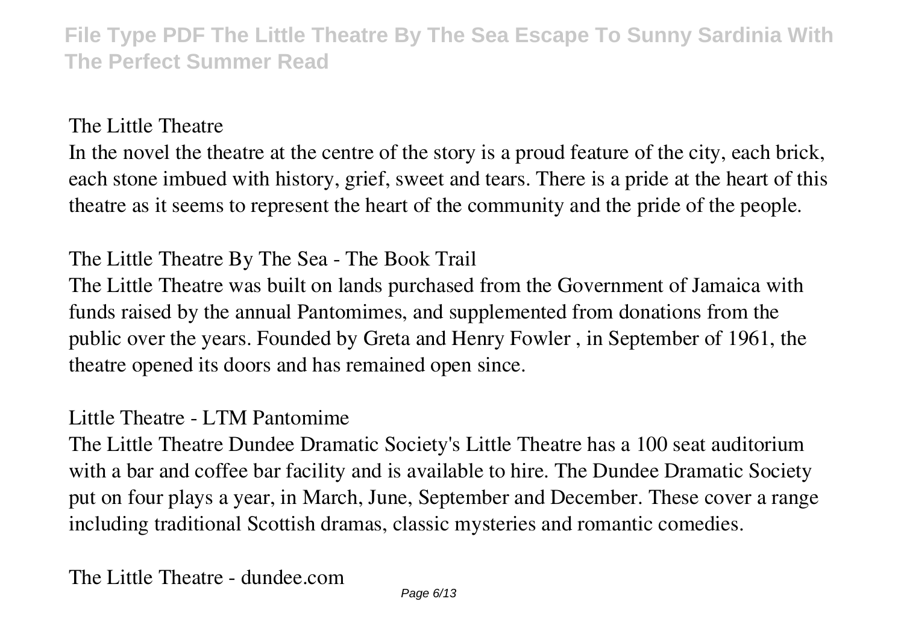**The Little Theatre**

In the novel the theatre at the centre of the story is a proud feature of the city, each brick, each stone imbued with history, grief, sweet and tears. There is a pride at the heart of this theatre as it seems to represent the heart of the community and the pride of the people.

**The Little Theatre By The Sea - The Book Trail**

The Little Theatre was built on lands purchased from the Government of Jamaica with funds raised by the annual Pantomimes, and supplemented from donations from the public over the years. Founded by Greta and Henry Fowler , in September of 1961, the theatre opened its doors and has remained open since.

**Little Theatre - LTM Pantomime**

The Little Theatre Dundee Dramatic Society's Little Theatre has a 100 seat auditorium with a bar and coffee bar facility and is available to hire. The Dundee Dramatic Society put on four plays a year, in March, June, September and December. These cover a range including traditional Scottish dramas, classic mysteries and romantic comedies.

**The Little Theatre - dundee.com**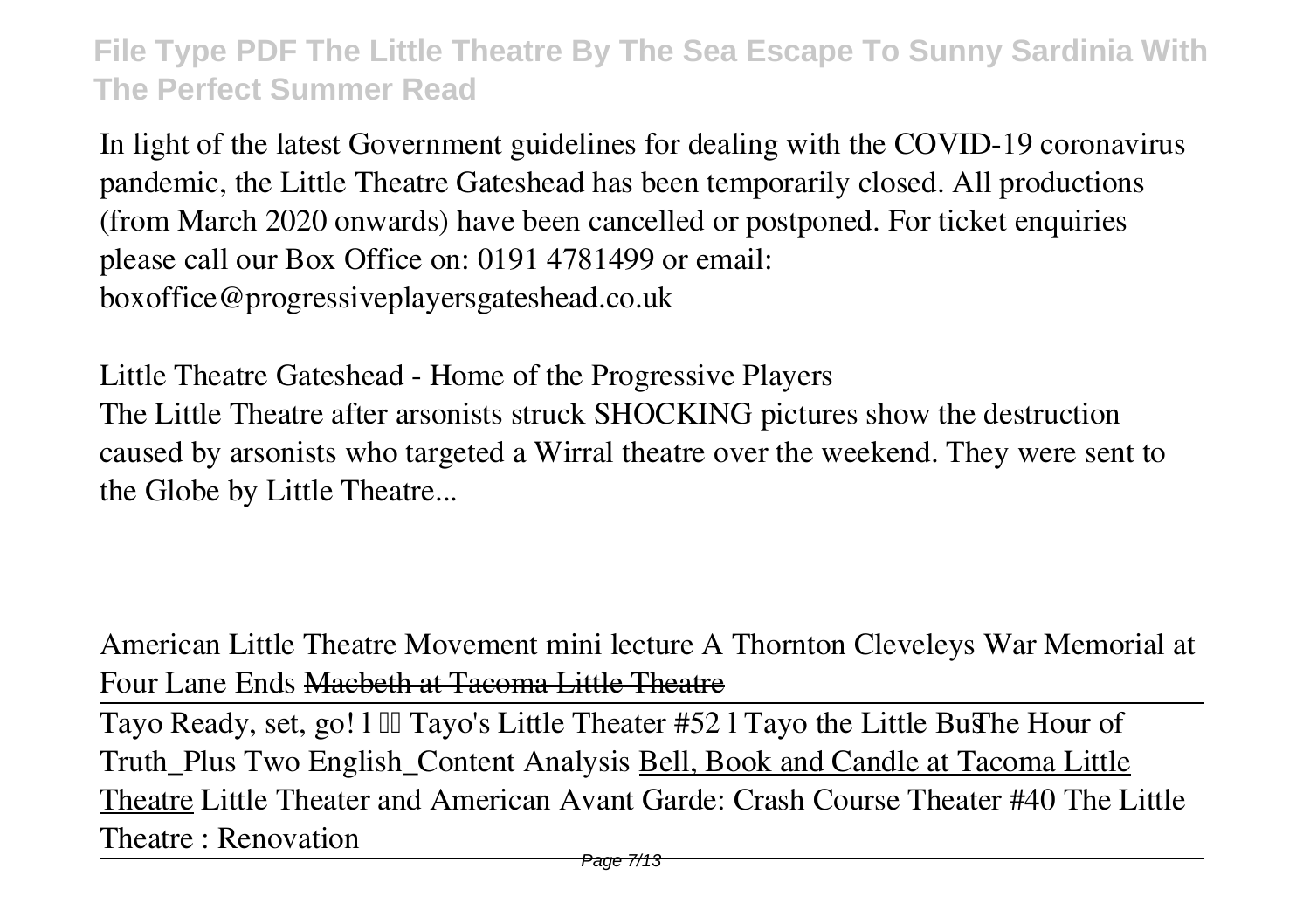In light of the latest Government guidelines for dealing with the COVID-19 coronavirus pandemic, the Little Theatre Gateshead has been temporarily closed. All productions (from March 2020 onwards) have been cancelled or postponed. For ticket enquiries please call our Box Office on: 0191 4781499 or email: boxoffice@progressiveplayersgateshead.co.uk

Little Theatre Gateshead - Home of the Progressive Players

The Little Theatre after arsonists struck SHOCKING pictures show the destruction caused by arsonists who targeted a Wirral theatre over the weekend. They were sent to the Globe by Little Theatre...

American Little Theatre Movement mini lecture A Thornton Cleveleys War Memorial at Four Lane Ends ~~Macbeth at Tacoma Little Theatre~~

---

Tayo Ready, set, go! l  Tayo's Little Theater #52 l Tayo the Little Bus The Hour of Truth_Plus Two English_Content Analysis Bell, Book and Candle at Tacoma Little Theatre Little Theater and American Avant Garde: Crash Course Theater #40 The Little Theatre : Renovation

---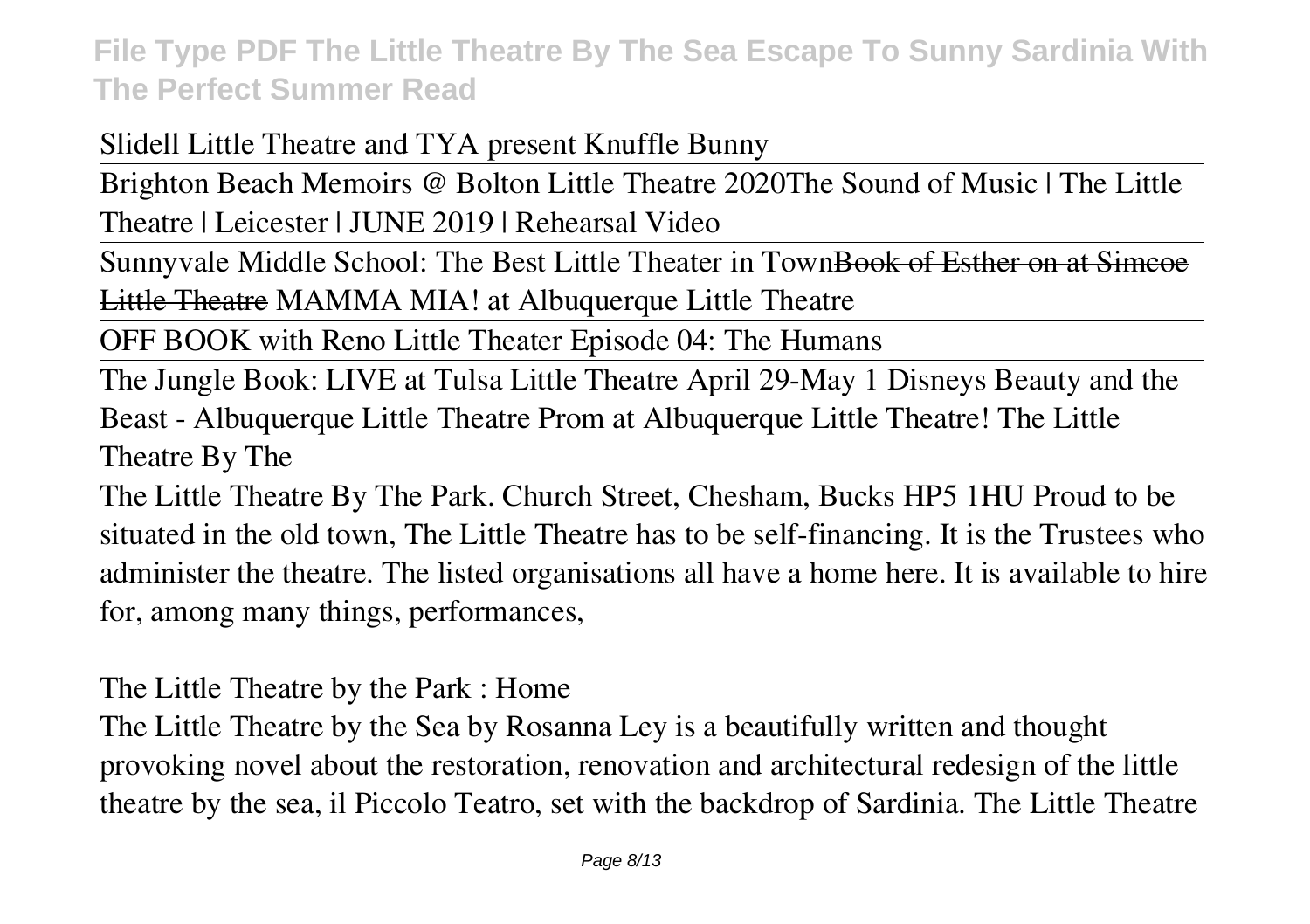Slidell Little Theatre and TYA present Knuffle Bunny

Brighton Beach Memoirs @ Bolton Little Theatre 2020The Sound of Music | The Little Theatre | Leicester | JUNE 2019 | Rehearsal Video

Sunnyvale Middle School: The Best Little Theater in Town~~Book of Esther on at Simcoe Little Theatre~~ MAMMA MIA! at Albuquerque Little Theatre

OFF BOOK with Reno Little Theater Episode 04: The Humans

The Jungle Book: LIVE at Tulsa Little Theatre April 29-May 1 Disneys Beauty and the Beast - Albuquerque Little Theatre Prom at Albuquerque Little Theatre! The Little Theatre By The

The Little Theatre By The Park. Church Street, Chesham, Bucks HP5 1HU Proud to be situated in the old town, The Little Theatre has to be self-financing. It is the Trustees who administer the theatre. The listed organisations all have a home here. It is available to hire for, among many things, performances,

The Little Theatre by the Park : Home

The Little Theatre by the Sea by Rosanna Ley is a beautifully written and thought provoking novel about the restoration, renovation and architectural redesign of the little theatre by the sea, il Piccolo Teatro, set with the backdrop of Sardinia. The Little Theatre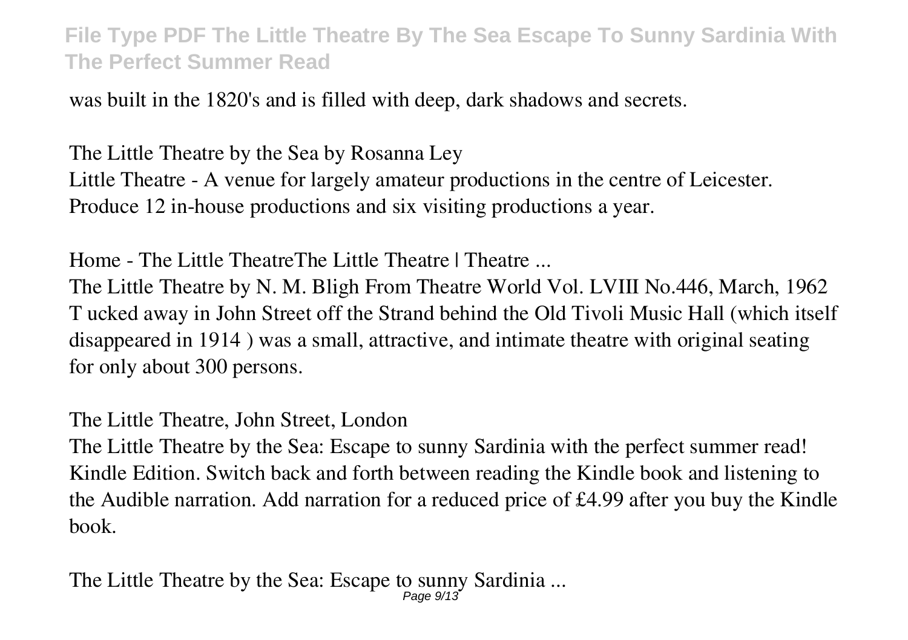was built in the 1820's and is filled with deep, dark shadows and secrets.

The Little Theatre by the Sea by Rosanna Ley

Little Theatre - A venue for largely amateur productions in the centre of Leicester. Produce 12 in-house productions and six visiting productions a year.

Home - The Little TheatreThe Little Theatre | Theatre ...

The Little Theatre by N. M. Bligh From Theatre World Vol. LVIII No.446, March, 1962 T ucked away in John Street off the Strand behind the Old Tivoli Music Hall (which itself disappeared in 1914 ) was a small, attractive, and intimate theatre with original seating for only about 300 persons.

The Little Theatre, John Street, London

The Little Theatre by the Sea: Escape to sunny Sardinia with the perfect summer read! Kindle Edition. Switch back and forth between reading the Kindle book and listening to the Audible narration. Add narration for a reduced price of £4.99 after you buy the Kindle book.

The Little Theatre by the Sea: Escape to sunny Sardinia ...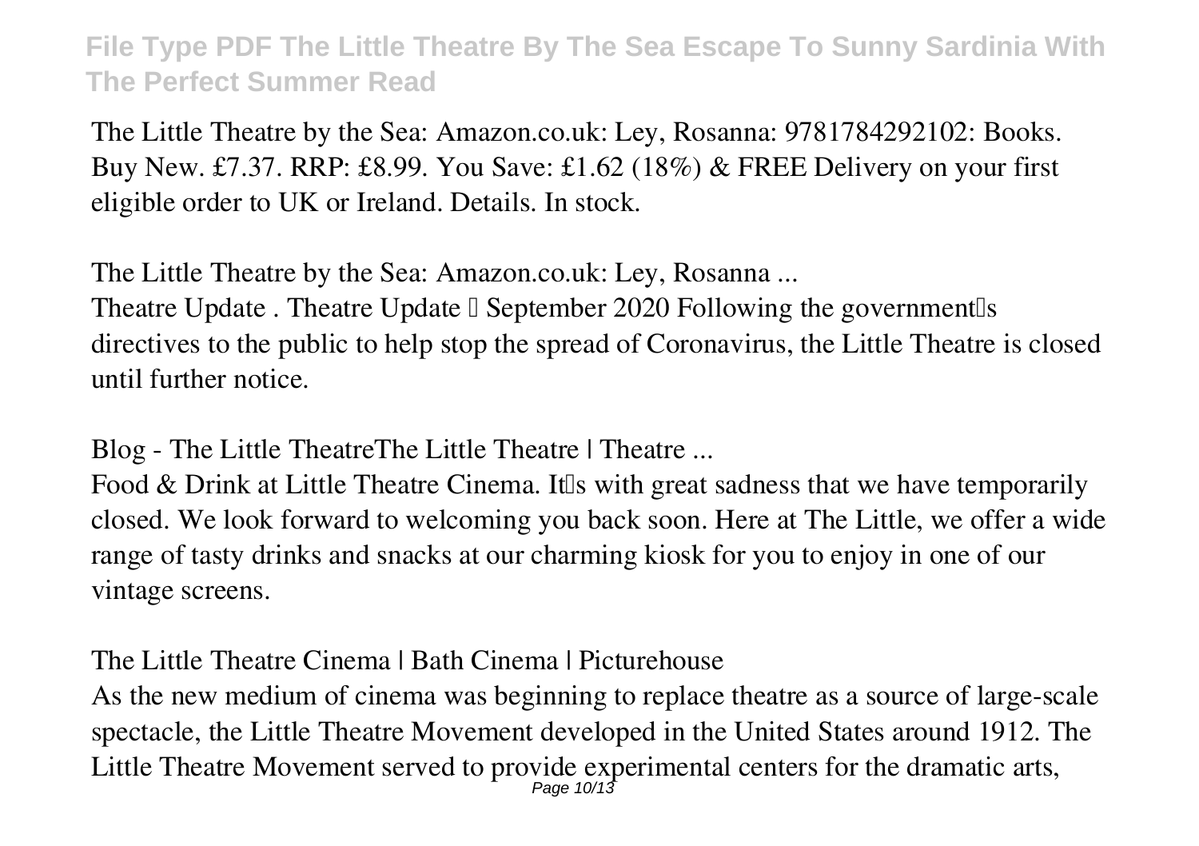The Little Theatre by the Sea: Amazon.co.uk: Ley, Rosanna: 9781784292102: Books. Buy New. £7.37. RRP: £8.99. You Save: £1.62 (18%) & FREE Delivery on your first eligible order to UK or Ireland. Details. In stock.

**The Little Theatre by the Sea: Amazon.co.uk: Ley, Rosanna ...**

Theatre Update . Theatre Update – September 2020 Following the government's directives to the public to help stop the spread of Coronavirus, the Little Theatre is closed until further notice.

**Blog - The Little TheatreThe Little Theatre | Theatre ...**

Food & Drink at Little Theatre Cinema. It's with great sadness that we have temporarily closed. We look forward to welcoming you back soon. Here at The Little, we offer a wide range of tasty drinks and snacks at our charming kiosk for you to enjoy in one of our vintage screens.

**The Little Theatre Cinema | Bath Cinema | Picturehouse**

As the new medium of cinema was beginning to replace theatre as a source of large-scale spectacle, the Little Theatre Movement developed in the United States around 1912. The Little Theatre Movement served to provide experimental centers for the dramatic arts,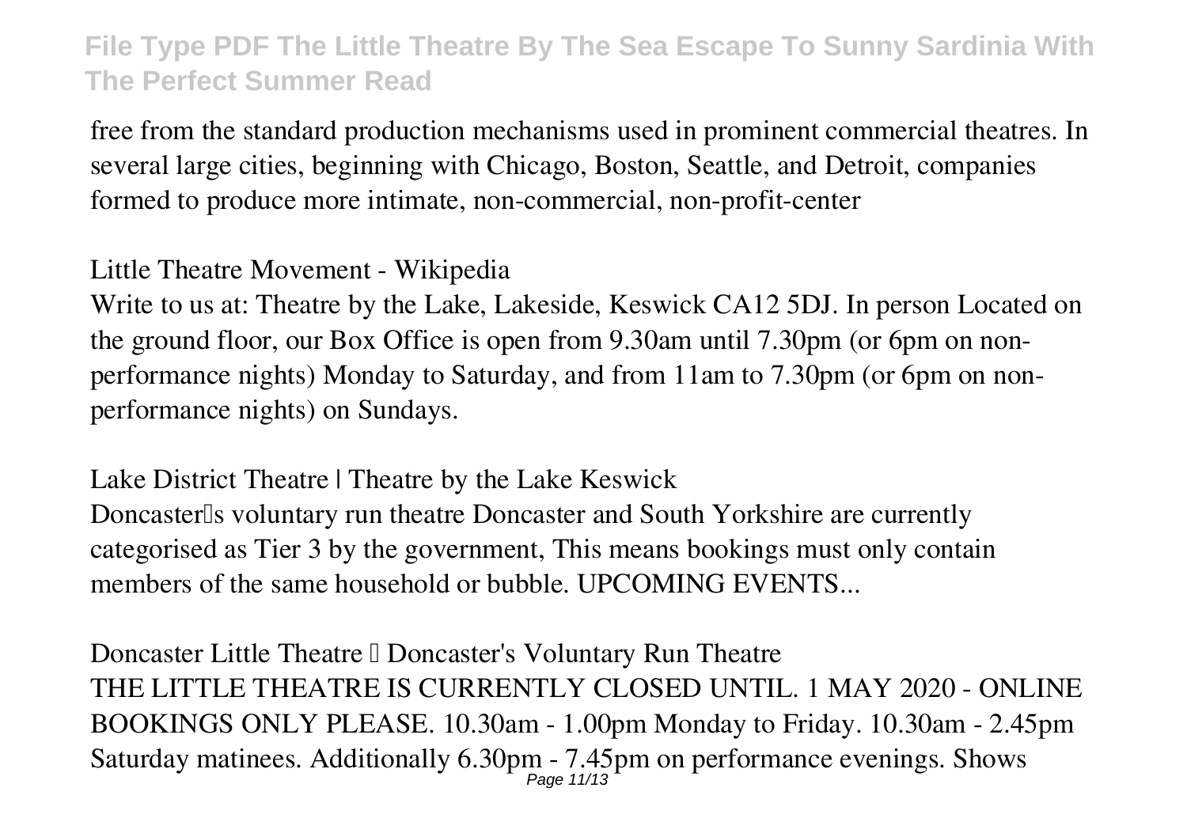free from the standard production mechanisms used in prominent commercial theatres. In several large cities, beginning with Chicago, Boston, Seattle, and Detroit, companies formed to produce more intimate, non-commercial, non-profit-center

**Little Theatre Movement - Wikipedia**

Write to us at: Theatre by the Lake, Lakeside, Keswick CA12 5DJ. In person Located on the ground floor, our Box Office is open from 9.30am until 7.30pm (or 6pm on non-performance nights) Monday to Saturday, and from 11am to 7.30pm (or 6pm on non-performance nights) on Sundays.

**Lake District Theatre | Theatre by the Lake Keswick**

Doncaster's voluntary run theatre Doncaster and South Yorkshire are currently categorised as Tier 3 by the government, This means bookings must only contain members of the same household or bubble. UPCOMING EVENTS...

**Doncaster Little Theatre – Doncaster's Voluntary Run Theatre**

THE LITTLE THEATRE IS CURRENTLY CLOSED UNTIL. 1 MAY 2020 - ONLINE BOOKINGS ONLY PLEASE. 10.30am - 1.00pm Monday to Friday. 10.30am - 2.45pm Saturday matinees. Additionally 6.30pm - 7.45pm on performance evenings. Shows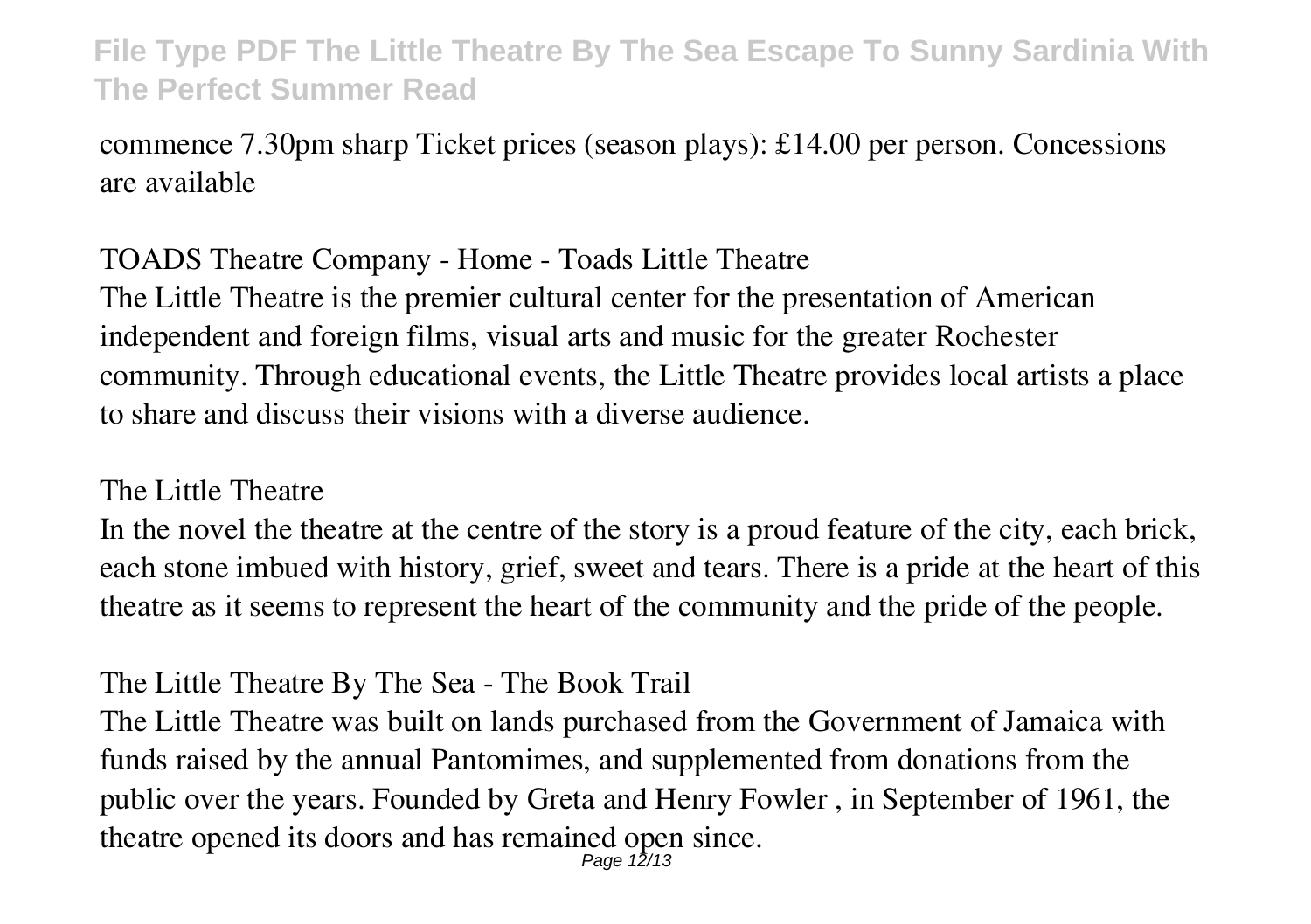commence 7.30pm sharp Ticket prices (season plays): £14.00 per person. Concessions are available

TOADS Theatre Company - Home - Toads Little Theatre

The Little Theatre is the premier cultural center for the presentation of American independent and foreign films, visual arts and music for the greater Rochester community. Through educational events, the Little Theatre provides local artists a place to share and discuss their visions with a diverse audience.

The Little Theatre

In the novel the theatre at the centre of the story is a proud feature of the city, each brick, each stone imbued with history, grief, sweet and tears. There is a pride at the heart of this theatre as it seems to represent the heart of the community and the pride of the people.

The Little Theatre By The Sea - The Book Trail

The Little Theatre was built on lands purchased from the Government of Jamaica with funds raised by the annual Pantomimes, and supplemented from donations from the public over the years. Founded by Greta and Henry Fowler , in September of 1961, the theatre opened its doors and has remained open since.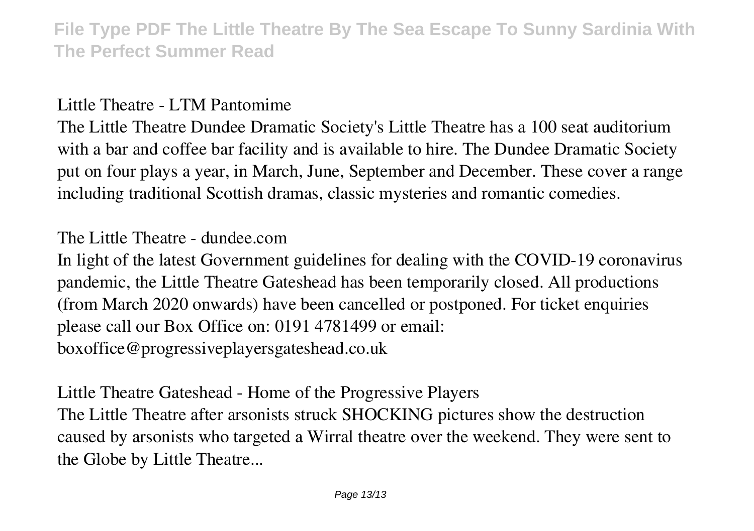**Little Theatre - LTM Pantomime**

The Little Theatre Dundee Dramatic Society's Little Theatre has a 100 seat auditorium with a bar and coffee bar facility and is available to hire. The Dundee Dramatic Society put on four plays a year, in March, June, September and December. These cover a range including traditional Scottish dramas, classic mysteries and romantic comedies.

**The Little Theatre - dundee.com**

In light of the latest Government guidelines for dealing with the COVID-19 coronavirus pandemic, the Little Theatre Gateshead has been temporarily closed. All productions (from March 2020 onwards) have been cancelled or postponed. For ticket enquiries please call our Box Office on: 0191 4781499 or email: boxoffice@progressiveplayersgateshead.co.uk

**Little Theatre Gateshead - Home of the Progressive Players**

The Little Theatre after arsonists struck SHOCKING pictures show the destruction caused by arsonists who targeted a Wirral theatre over the weekend. They were sent to the Globe by Little Theatre...